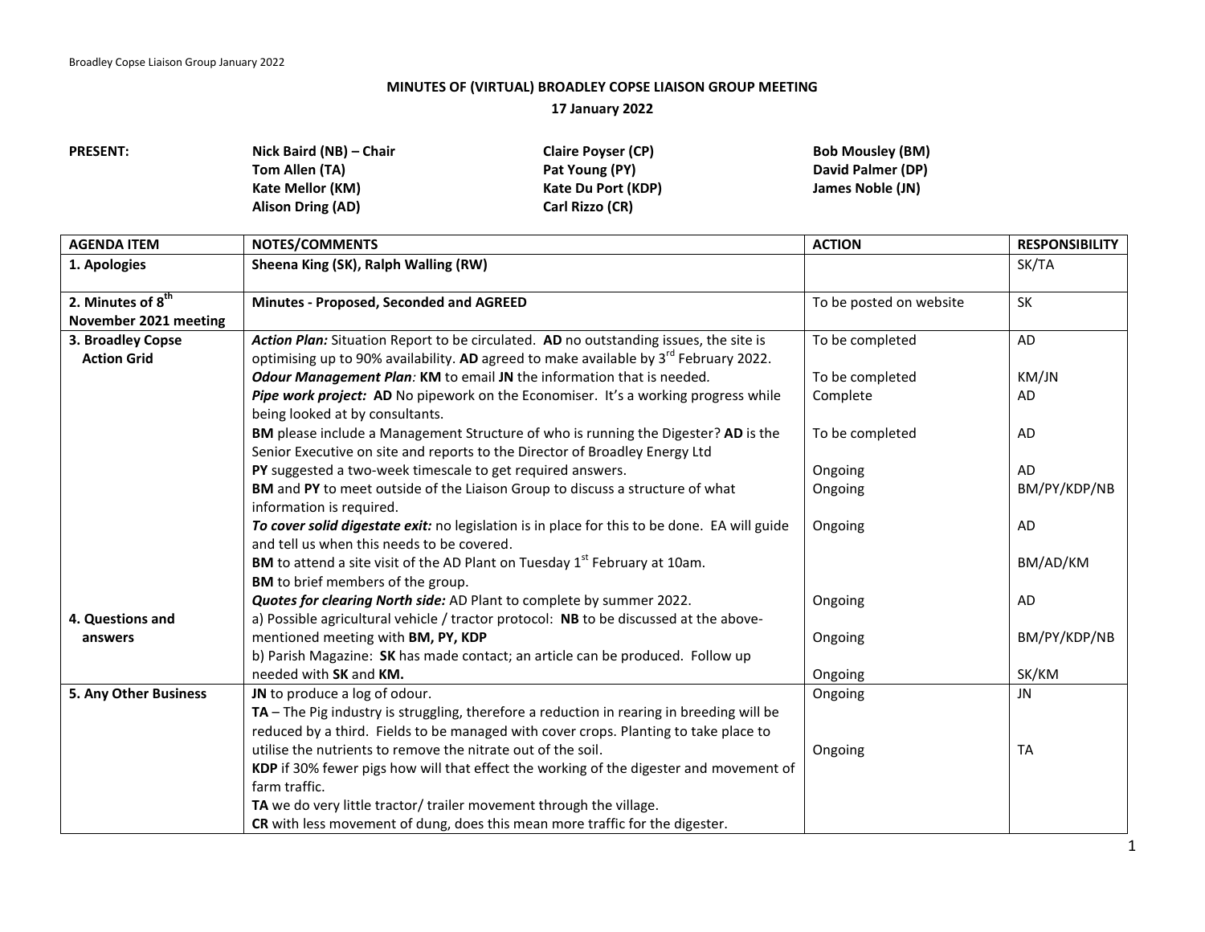**MINUTES OF (VIRTUAL) BROADLEY COPSE LIAISON GROUP MEETING**

**17 January 2022**

| **PRESENT:** | | | |
|---|---|---|---|
| | **Nick Baird (NB) – Chair** | **Claire Poyser (CP)** | **Bob Mousley (BM)** |
| | **Tom Allen (TA)** | **Pat Young (PY)** | **David Palmer (DP)** |
| | **Kate Mellor (KM)** | **Kate Du Port (KDP)** | **James Noble (JN)** |
| | **Alison Dring (AD)** | **Carl Rizzo (CR)** | |

| AGENDA ITEM | NOTES/COMMENTS | ACTION | RESPONSIBILITY |
|---|---|---|---|
| **1. Apologies** | **Sheena King (SK), Ralph Walling (RW)** | | SK/TA |
| **2. Minutes of 8th November 2021 meeting** | **Minutes - Proposed, Seconded and AGREED** | To be posted on website | SK |
| **3. Broadley Copse Action Grid** | ***Action Plan:*** Situation Report to be circulated. **AD** no outstanding issues, the site is optimising up to 90% availability. **AD** agreed to make available by 3rd February 2022. | To be completed | AD |
| | ***Odour Management Plan:*** **KM** to email **JN** the information that is needed. | To be completed | KM/JN |
| | ***Pipe work project:*** **AD** No pipework on the Economiser. It's a working progress while being looked at by consultants. | Complete | AD |
| | **BM** please include a Management Structure of who is running the Digester? **AD** is the Senior Executive on site and reports to the Director of Broadley Energy Ltd | To be completed | AD |
| | **PY** suggested a two-week timescale to get required answers. | Ongoing | AD |
| | **BM** and **PY** to meet outside of the Liaison Group to discuss a structure of what information is required. | Ongoing | BM/PY/KDP/NB |
| | ***To cover solid digestate exit:*** no legislation is in place for this to be done. EA will guide and tell us when this needs to be covered. | Ongoing | AD |
| | **BM** to attend a site visit of the AD Plant on Tuesday 1st February at 10am. **BM** to brief members of the group. | | BM/AD/KM |
| | ***Quotes for clearing North side:*** AD Plant to complete by summer 2022. | Ongoing | AD |
| **4. Questions and answers** | a) Possible agricultural vehicle / tractor protocol: **NB** to be discussed at the above-mentioned meeting with **BM, PY, KDP** | Ongoing | BM/PY/KDP/NB |
| | b) Parish Magazine: **SK** has made contact; an article can be produced. Follow up needed with **SK** and **KM.** | Ongoing | SK/KM |
| **5. Any Other Business** | **JN** to produce a log of odour. | Ongoing | JN |
| | **TA** – The Pig industry is struggling, therefore a reduction in rearing in breeding will be reduced by a third. Fields to be managed with cover crops. Planting to take place to utilise the nutrients to remove the nitrate out of the soil. | Ongoing | TA |
| | **KDP** if 30% fewer pigs how will that effect the working of the digester and movement of farm traffic. | | |
| | **TA** we do very little tractor/ trailer movement through the village. | | |
| | **CR** with less movement of dung, does this mean more traffic for the digester. | | |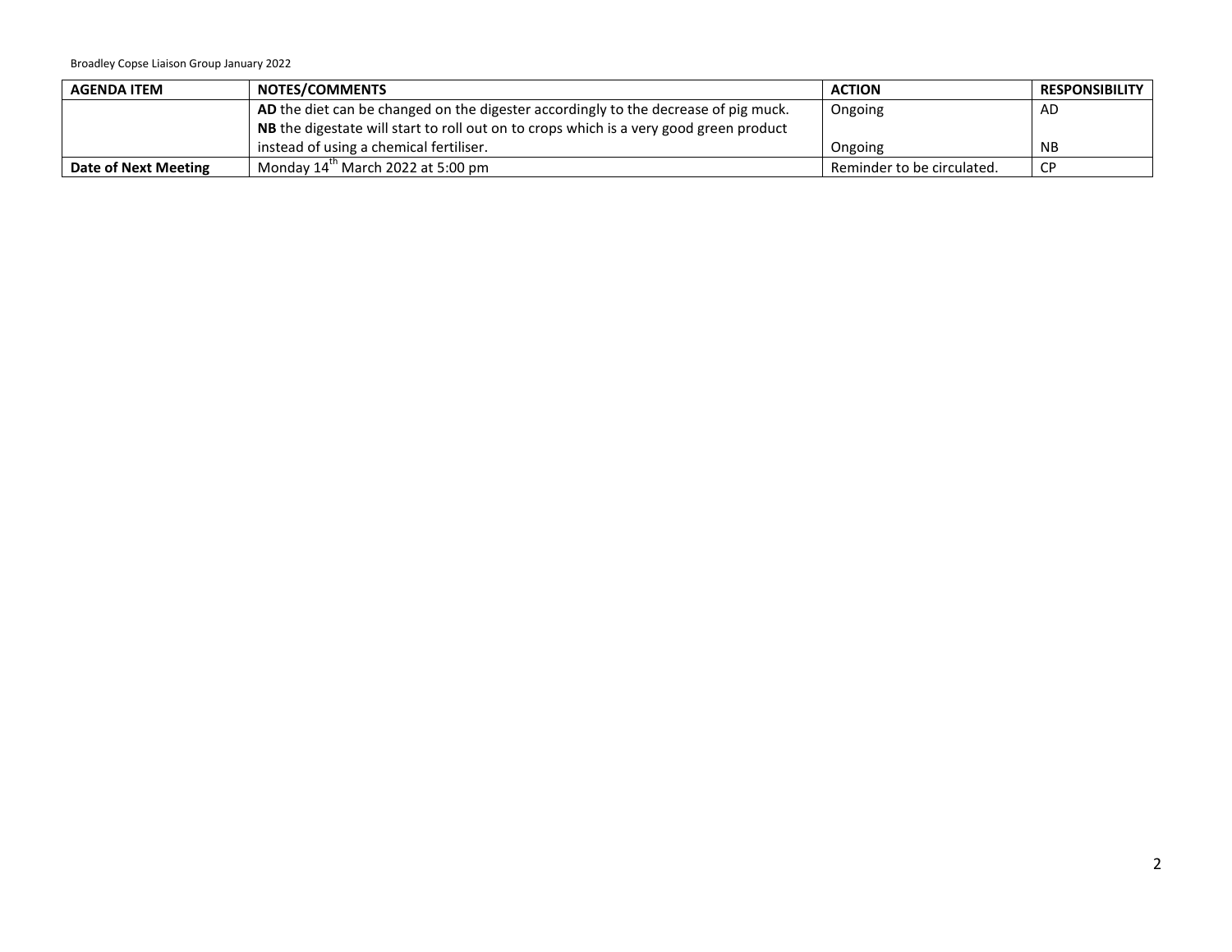| AGENDA ITEM | NOTES/COMMENTS | ACTION | RESPONSIBILITY |
| --- | --- | --- | --- |
| | **AD** the diet can be changed on the digester accordingly to the decrease of pig muck. | Ongoing | AD |
| | **NB** the digestate will start to roll out on to crops which is a very good green product instead of using a chemical fertiliser. | Ongoing | NB |
| **Date of Next Meeting** | Monday 14th March 2022 at 5:00 pm | Reminder to be circulated. | CP |